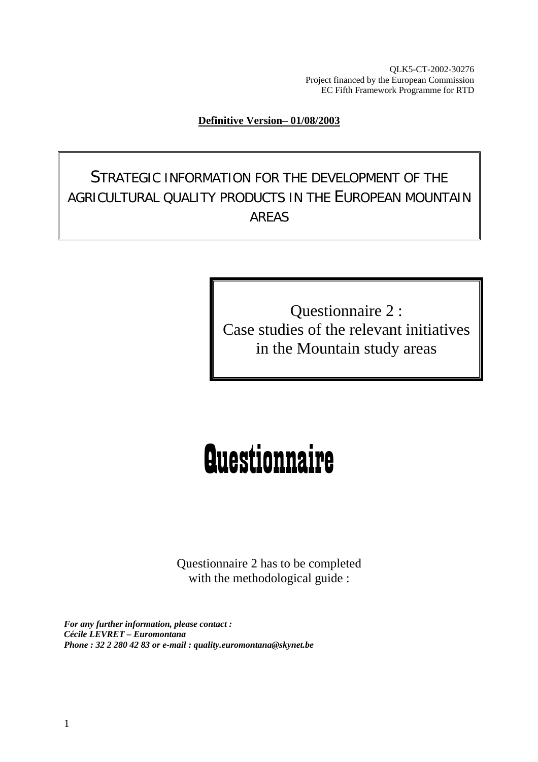QLK5-CT-2002-30276
Project financed by the European Commission
EC Fifth Framework Programme for RTD

**Definitive Version– 01/08/2003**

# STRATEGIC INFORMATION FOR THE DEVELOPMENT OF THE AGRICULTURAL QUALITY PRODUCTS IN THE EUROPEAN MOUNTAIN AREAS

## Questionnaire 2 : Case studies of the relevant initiatives in the Mountain study areas

# Questionnaire

Questionnaire 2 has to be completed
with the methodological guide :

***For any further information, please contact :***
***Cécile LEVRET – Euromontana***
***Phone : 32 2 280 42 83 or e-mail : quality.euromontana@skynet.be***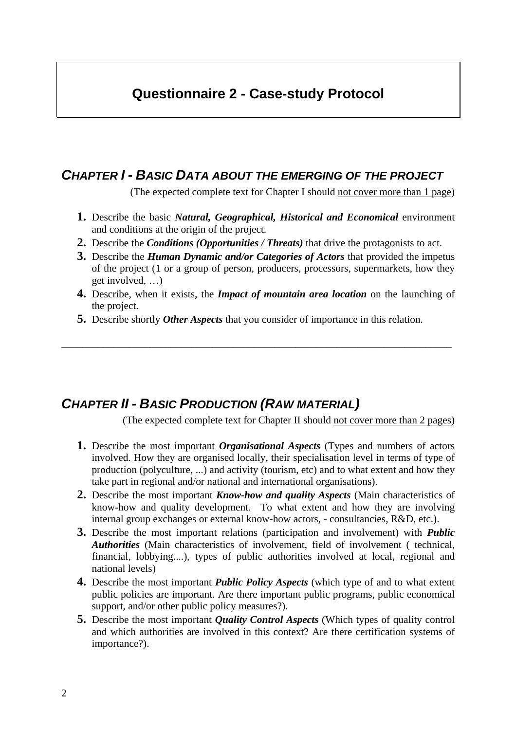# Questionnaire 2 - Case-study Protocol

## *CHAPTER I - BASIC DATA ABOUT THE EMERGING OF THE PROJECT*

(The expected complete text for Chapter I should not cover more than 1 page)

1. Describe the basic ***Natural, Geographical, Historical and Economical*** environment and conditions at the origin of the project.
2. Describe the ***Conditions (Opportunities / Threats)*** that drive the protagonists to act.
3. Describe the ***Human Dynamic and/or Categories of Actors*** that provided the impetus of the project (1 or a group of person, producers, processors, supermarkets, how they get involved, …)
4. Describe, when it exists, the ***Impact of mountain area location*** on the launching of the project.
5. Describe shortly ***Other Aspects*** that you consider of importance in this relation.

---

## *CHAPTER II - BASIC PRODUCTION (RAW MATERIAL)*

(The expected complete text for Chapter II should not cover more than 2 pages)

1. Describe the most important ***Organisational Aspects*** (Types and numbers of actors involved. How they are organised locally, their specialisation level in terms of type of production (polyculture, ...) and activity (tourism, etc) and to what extent and how they take part in regional and/or national and international organisations).
2. Describe the most important ***Know-how and quality Aspects*** (Main characteristics of know-how and quality development. To what extent and how they are involving internal group exchanges or external know-how actors, - consultancies, R&D, etc.).
3. Describe the most important relations (participation and involvement) with ***Public Authorities*** (Main characteristics of involvement, field of involvement ( technical, financial, lobbying....), types of public authorities involved at local, regional and national levels)
4. Describe the most important ***Public Policy Aspects*** (which type of and to what extent public policies are important. Are there important public programs, public economical support, and/or other public policy measures?).
5. Describe the most important ***Quality Control Aspects*** (Which types of quality control and which authorities are involved in this context? Are there certification systems of importance?).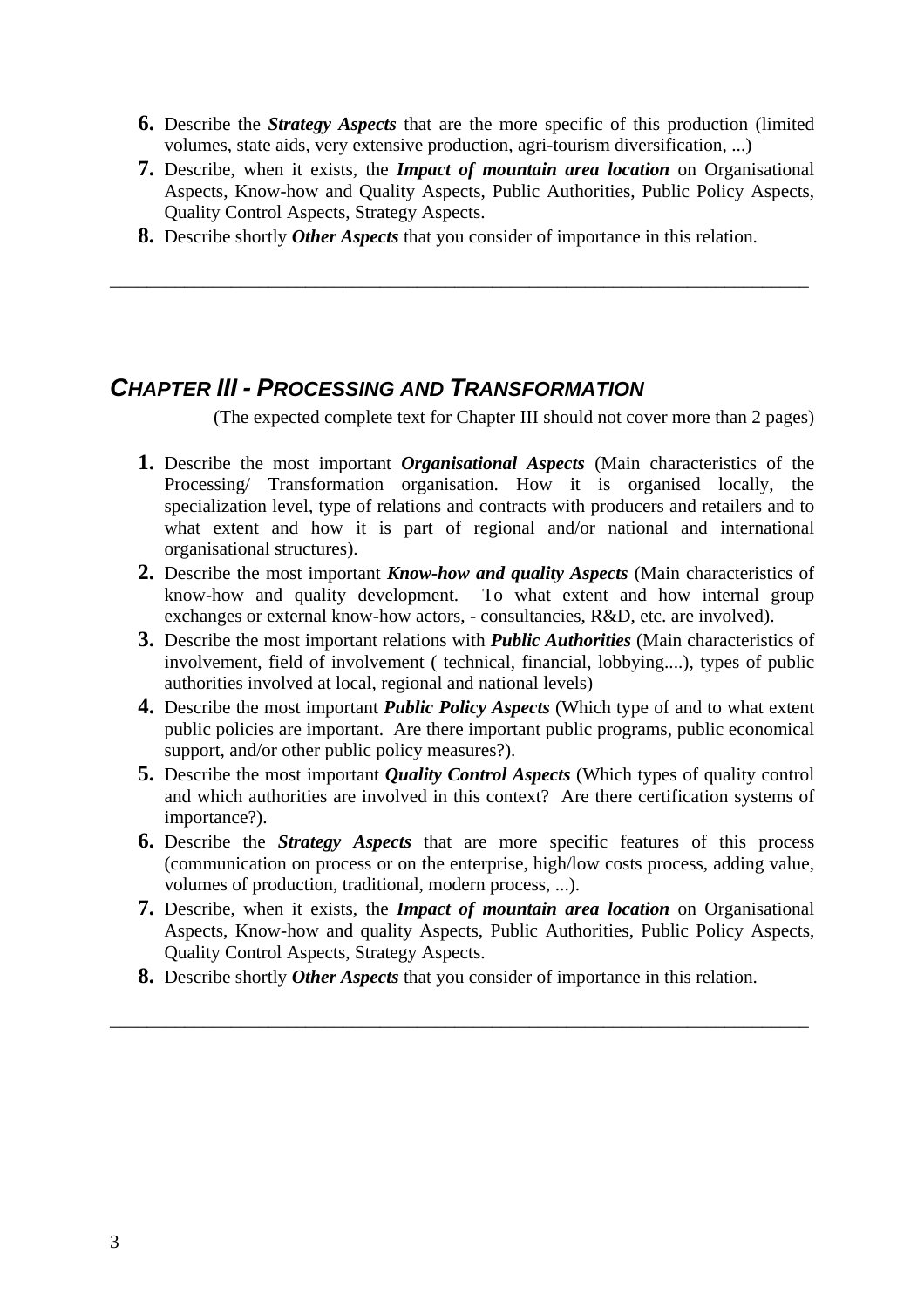6. Describe the ***Strategy Aspects*** that are the more specific of this production (limited volumes, state aids, very extensive production, agri-tourism diversification, ...)
7. Describe, when it exists, the ***Impact of mountain area location*** on Organisational Aspects, Know-how and Quality Aspects, Public Authorities, Public Policy Aspects, Quality Control Aspects, Strategy Aspects.
8. Describe shortly ***Other Aspects*** that you consider of importance in this relation.

---

## CHAPTER III - PROCESSING AND TRANSFORMATION

(The expected complete text for Chapter III should <u>not cover more than 2 pages</u>)

1. Describe the most important ***Organisational Aspects*** (Main characteristics of the Processing/ Transformation organisation. How it is organised locally, the specialization level, type of relations and contracts with producers and retailers and to what extent and how it is part of regional and/or national and international organisational structures).
2. Describe the most important ***Know-how and quality Aspects*** (Main characteristics of know-how and quality development. To what extent and how internal group exchanges or external know-how actors, - consultancies, R&D, etc. are involved).
3. Describe the most important relations with ***Public Authorities*** (Main characteristics of involvement, field of involvement ( technical, financial, lobbying....), types of public authorities involved at local, regional and national levels)
4. Describe the most important ***Public Policy Aspects*** (Which type of and to what extent public policies are important. Are there important public programs, public economical support, and/or other public policy measures?).
5. Describe the most important ***Quality Control Aspects*** (Which types of quality control and which authorities are involved in this context? Are there certification systems of importance?).
6. Describe the ***Strategy Aspects*** that are more specific features of this process (communication on process or on the enterprise, high/low costs process, adding value, volumes of production, traditional, modern process, ...).
7. Describe, when it exists, the ***Impact of mountain area location*** on Organisational Aspects, Know-how and quality Aspects, Public Authorities, Public Policy Aspects, Quality Control Aspects, Strategy Aspects.
8. Describe shortly ***Other Aspects*** that you consider of importance in this relation.

---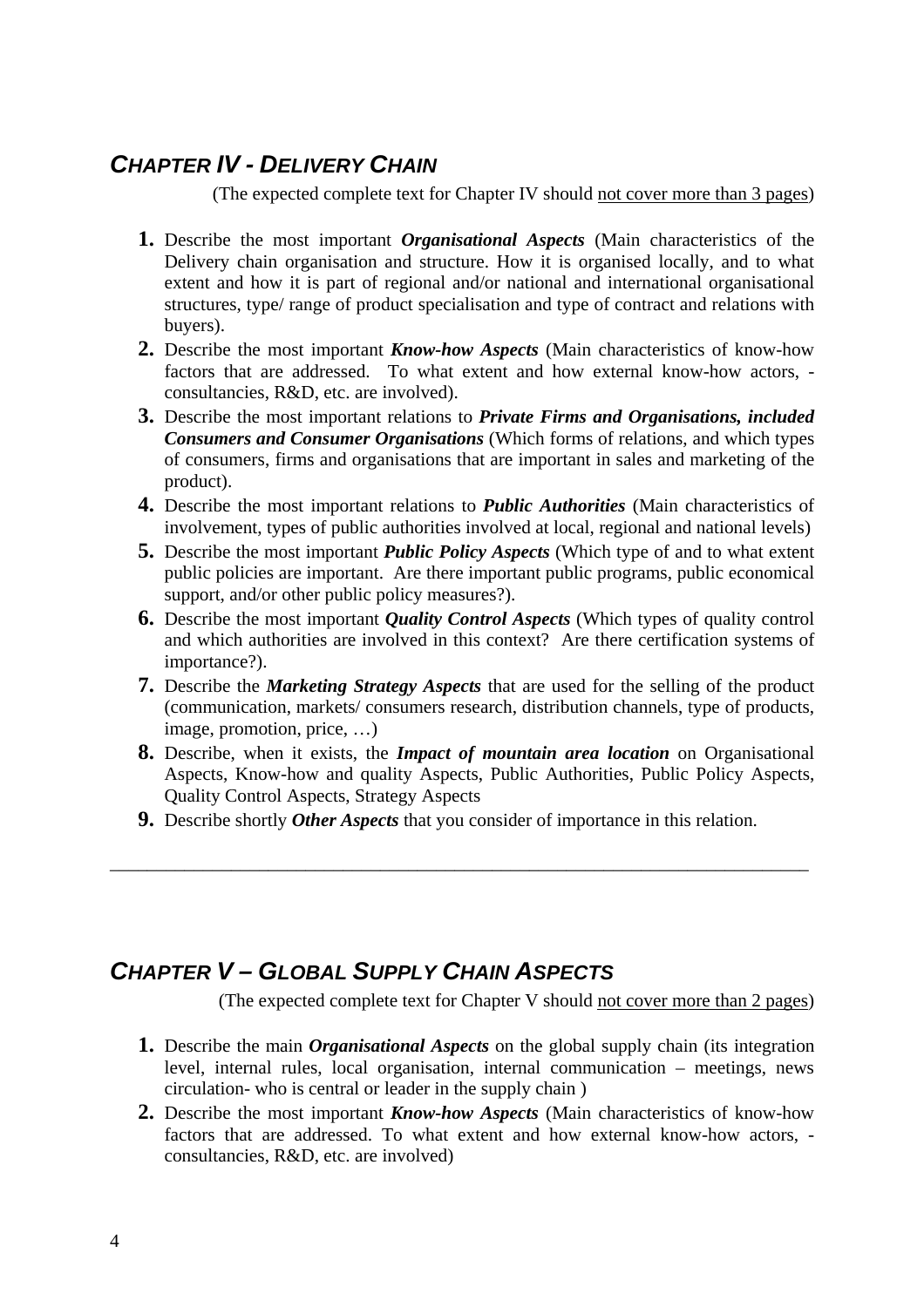## *Chapter IV - Delivery Chain*

(The expected complete text for Chapter IV should <u>not cover more than 3 pages</u>)

1. Describe the most important ***Organisational Aspects*** (Main characteristics of the Delivery chain organisation and structure. How it is organised locally, and to what extent and how it is part of regional and/or national and international organisational structures, type/ range of product specialisation and type of contract and relations with buyers).
2. Describe the most important ***Know-how Aspects*** (Main characteristics of know-how factors that are addressed. To what extent and how external know-how actors, - consultancies, R&D, etc. are involved).
3. Describe the most important relations to ***Private Firms and Organisations, included Consumers and Consumer Organisations*** (Which forms of relations, and which types of consumers, firms and organisations that are important in sales and marketing of the product).
4. Describe the most important relations to ***Public Authorities*** (Main characteristics of involvement, types of public authorities involved at local, regional and national levels)
5. Describe the most important ***Public Policy Aspects*** (Which type of and to what extent public policies are important. Are there important public programs, public economical support, and/or other public policy measures?).
6. Describe the most important ***Quality Control Aspects*** (Which types of quality control and which authorities are involved in this context? Are there certification systems of importance?).
7. Describe the ***Marketing Strategy Aspects*** that are used for the selling of the product (communication, markets/ consumers research, distribution channels, type of products, image, promotion, price, …)
8. Describe, when it exists, the ***Impact of mountain area location*** on Organisational Aspects, Know-how and quality Aspects, Public Authorities, Public Policy Aspects, Quality Control Aspects, Strategy Aspects
9. Describe shortly ***Other Aspects*** that you consider of importance in this relation.

---

## *Chapter V – Global Supply Chain Aspects*

(The expected complete text for Chapter V should <u>not cover more than 2 pages</u>)

1. Describe the main ***Organisational Aspects*** on the global supply chain (its integration level, internal rules, local organisation, internal communication – meetings, news circulation- who is central or leader in the supply chain )
2. Describe the most important ***Know-how Aspects*** (Main characteristics of know-how factors that are addressed. To what extent and how external know-how actors, - consultancies, R&D, etc. are involved)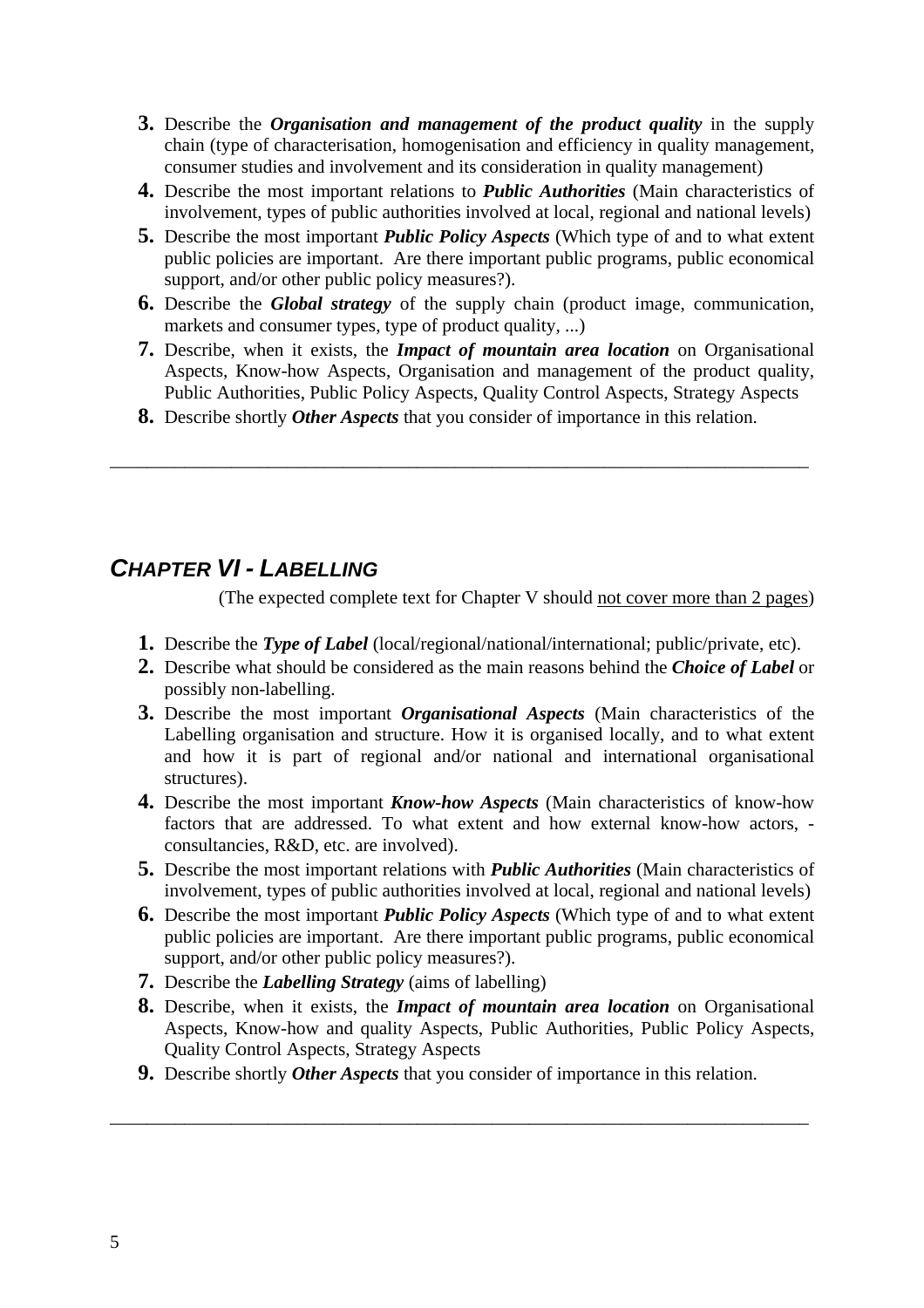3. Describe the ***Organisation and management of the product quality*** in the supply chain (type of characterisation, homogenisation and efficiency in quality management, consumer studies and involvement and its consideration in quality management)
4. Describe the most important relations to ***Public Authorities*** (Main characteristics of involvement, types of public authorities involved at local, regional and national levels)
5. Describe the most important ***Public Policy Aspects*** (Which type of and to what extent public policies are important. Are there important public programs, public economical support, and/or other public policy measures?).
6. Describe the ***Global strategy*** of the supply chain (product image, communication, markets and consumer types, type of product quality, ...)
7. Describe, when it exists, the ***Impact of mountain area location*** on Organisational Aspects, Know-how Aspects, Organisation and management of the product quality, Public Authorities, Public Policy Aspects, Quality Control Aspects, Strategy Aspects
8. Describe shortly ***Other Aspects*** that you consider of importance in this relation.

---

## *CHAPTER VI - LABELLING*

(The expected complete text for Chapter V should <u>not cover more than 2 pages</u>)

1. Describe the ***Type of Label*** (local/regional/national/international; public/private, etc).
2. Describe what should be considered as the main reasons behind the ***Choice of Label*** or possibly non-labelling.
3. Describe the most important ***Organisational Aspects*** (Main characteristics of the Labelling organisation and structure. How it is organised locally, and to what extent and how it is part of regional and/or national and international organisational structures).
4. Describe the most important ***Know-how Aspects*** (Main characteristics of know-how factors that are addressed. To what extent and how external know-how actors, -consultancies, R&D, etc. are involved).
5. Describe the most important relations with ***Public Authorities*** (Main characteristics of involvement, types of public authorities involved at local, regional and national levels)
6. Describe the most important ***Public Policy Aspects*** (Which type of and to what extent public policies are important. Are there important public programs, public economical support, and/or other public policy measures?).
7. Describe the ***Labelling Strategy*** (aims of labelling)
8. Describe, when it exists, the ***Impact of mountain area location*** on Organisational Aspects, Know-how and quality Aspects, Public Authorities, Public Policy Aspects, Quality Control Aspects, Strategy Aspects
9. Describe shortly ***Other Aspects*** that you consider of importance in this relation.

---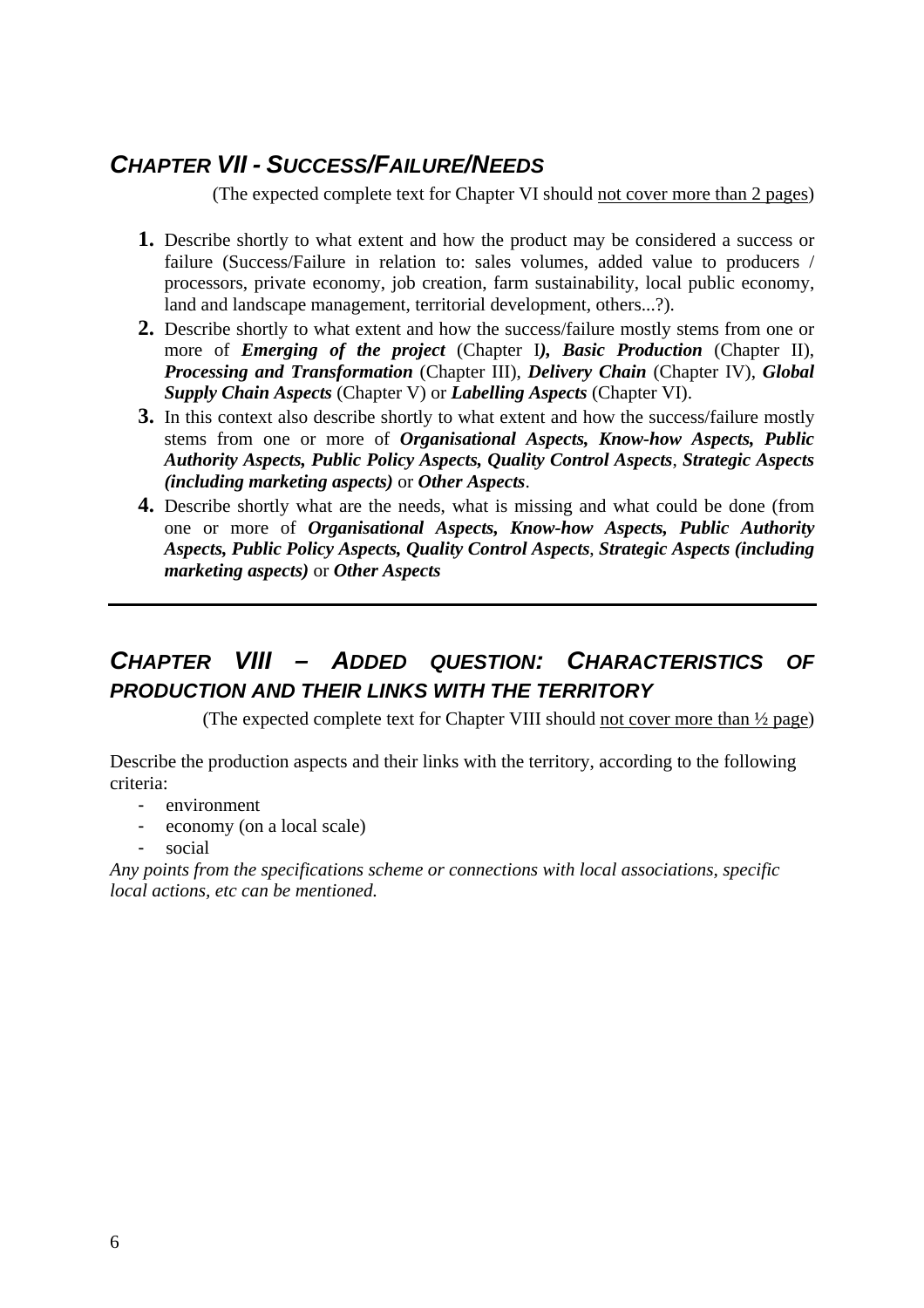## *CHAPTER VII - SUCCESS/FAILURE/NEEDS*

(The expected complete text for Chapter VI should not cover more than 2 pages)

1. Describe shortly to what extent and how the product may be considered a success or failure (Success/Failure in relation to: sales volumes, added value to producers / processors, private economy, job creation, farm sustainability, local public economy, land and landscape management, territorial development, others...?).
2. Describe shortly to what extent and how the success/failure mostly stems from one or more of ***Emerging of the project*** (Chapter I***), Basic Production*** (Chapter II), ***Processing and Transformation*** (Chapter III), ***Delivery Chain*** (Chapter IV), ***Global Supply Chain Aspects*** (Chapter V) or ***Labelling Aspects*** (Chapter VI).
3. In this context also describe shortly to what extent and how the success/failure mostly stems from one or more of ***Organisational Aspects, Know-how Aspects, Public Authority Aspects, Public Policy Aspects, Quality Control Aspects***, ***Strategic Aspects (including marketing aspects)*** or ***Other Aspects***.
4. Describe shortly what are the needs, what is missing and what could be done (from one or more of ***Organisational Aspects, Know-how Aspects, Public Authority Aspects, Public Policy Aspects, Quality Control Aspects***, ***Strategic Aspects (including marketing aspects)*** or ***Other Aspects***

---

## *CHAPTER VIII – ADDED QUESTION: CHARACTERISTICS OF PRODUCTION AND THEIR LINKS WITH THE TERRITORY*

(The expected complete text for Chapter VIII should not cover more than ½ page)

Describe the production aspects and their links with the territory, according to the following criteria:

- environment
- economy (on a local scale)
- social

*Any points from the specifications scheme or connections with local associations, specific local actions, etc can be mentioned.*